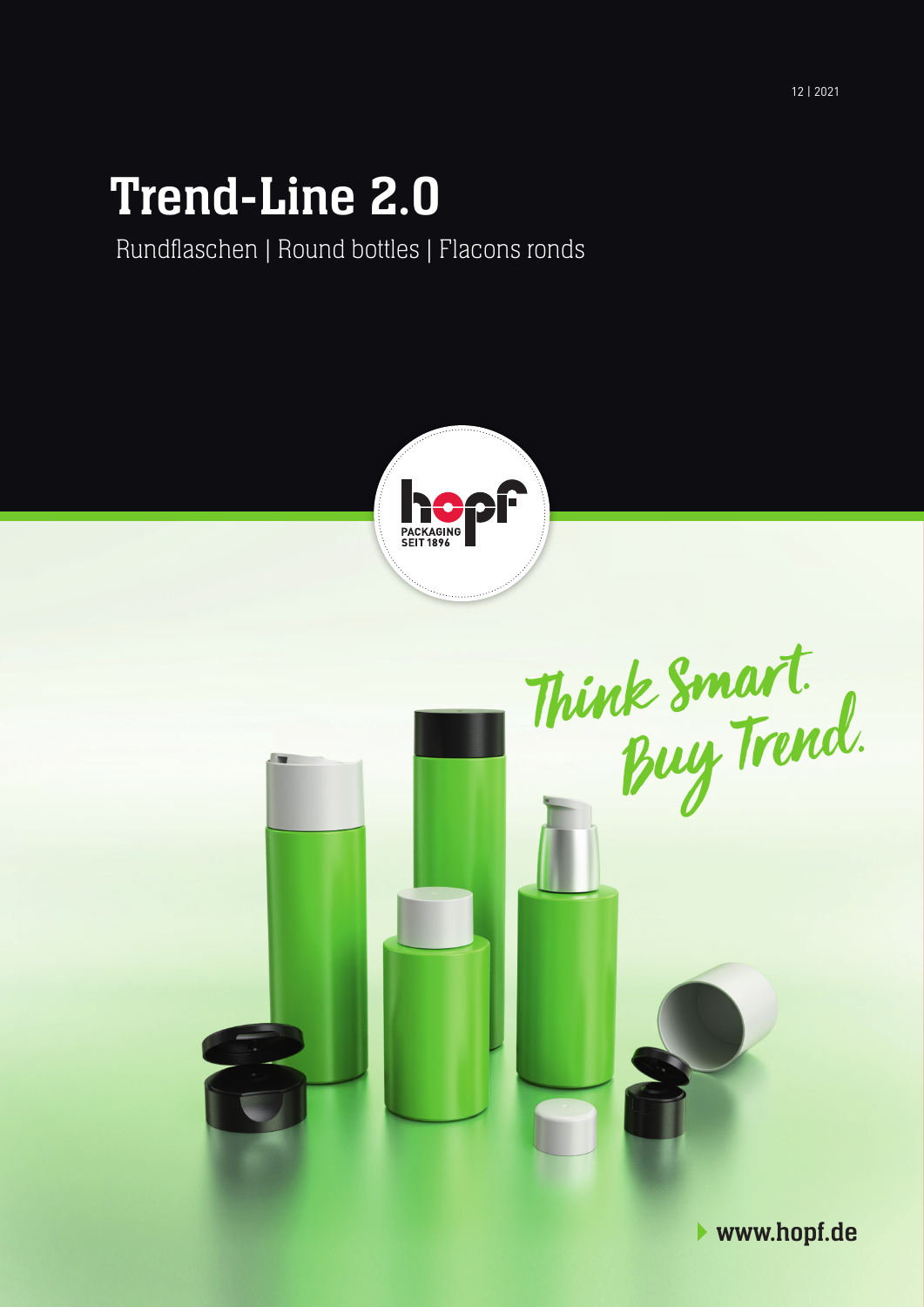12 | 2021

# Trend-Line 2.0

Rundflaschen | Round bottles | Flacons ronds

hopf PACKAGING SEIT 1896

Think Smart. Buy Trend.

www.hopf.de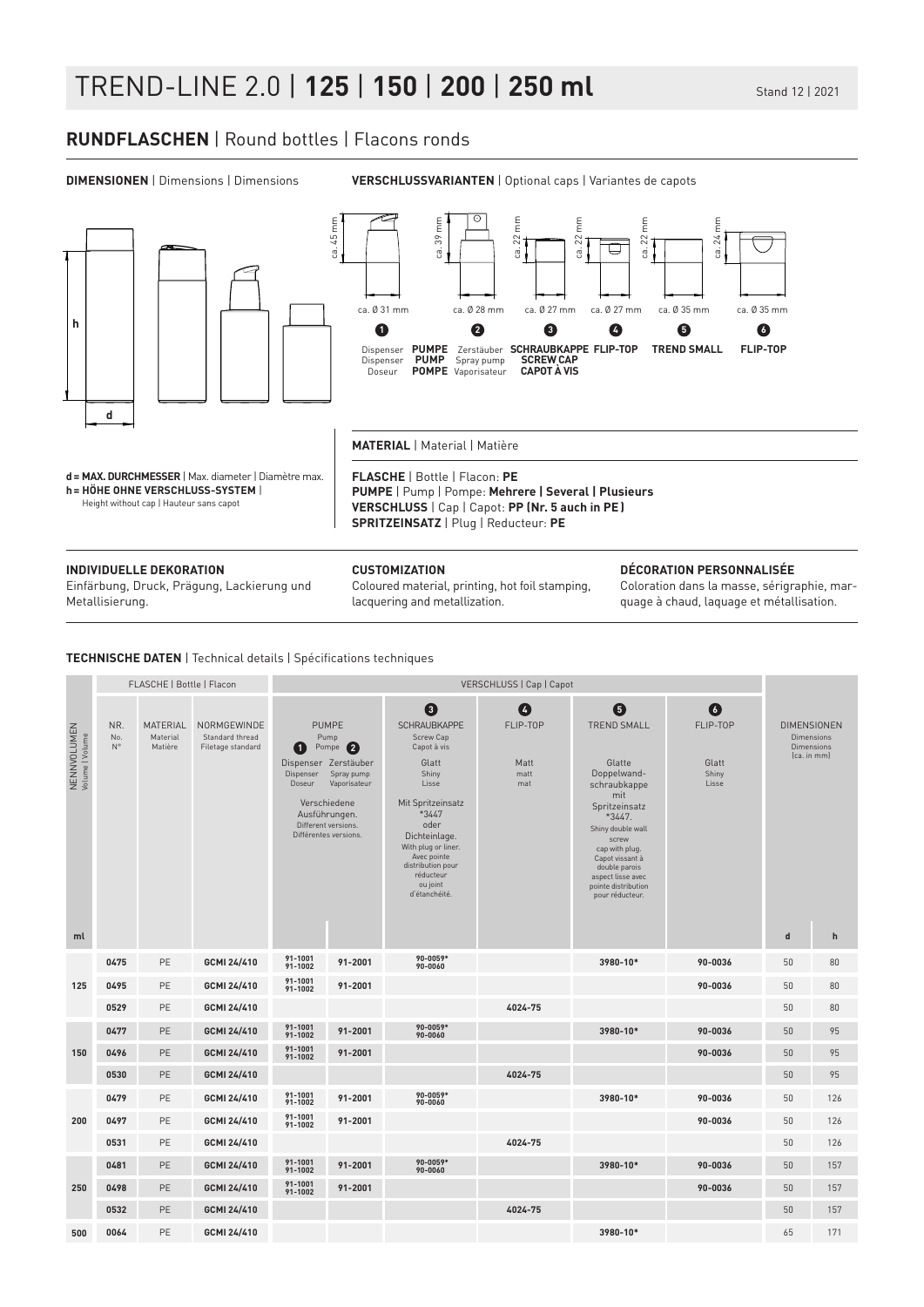# TREND-LINE 2.0 | **125** | **150** | **200** | **250 ml**

Stand 12 | 2021

## **RUNDFLASCHEN** | Round bottles | Flacons ronds

**DIMENSIONEN** | Dimensions | Dimensions

**VERSCHLUSSVARIANTEN** | Optional caps | Variantes de capots

| | ❶ | ❷ | ❸ | ❹ | ❺ | ❻ |
|---|---|---|---|---|---|---|
| Höhe | ca. 45 mm | ca. 39 mm | ca. 22 mm | ca. 22 mm | ca. 22 mm | ca. 24 mm |
| Ø | ca. Ø 31 mm | ca. Ø 28 mm | ca. Ø 27 mm | ca. Ø 27 mm | ca. Ø 35 mm | ca. Ø 35 mm |
| | Dispenser **PUMPE** / Dispenser **PUMP** / Doseur **POMPE** | Zerstäuber / Spray pump / Vaporisateur | **SCHRAUBKAPPE** / **SCREW CAP** / **CAPOT À VIS** | **FLIP-TOP** | **TREND SMALL** | **FLIP-TOP** |

**d = MAX. DURCHMESSER** | Max. diameter | Diamètre max.
**h = HÖHE OHNE VERSCHLUSS-SYSTEM** | Height without cap | Hauteur sans capot

**MATERIAL** | Material | Matière

**FLASCHE** | Bottle | Flacon: **PE**
**PUMPE** | Pump | Pompe: **Mehrere | Several | Plusieurs**
**VERSCHLUSS** | Cap | Capot: **PP (Nr. 5 auch in PE)**
**SPRITZEINSATZ** | Plug | Reducteur: **PE**

**INDIVIDUELLE DEKORATION**
Einfärbung, Druck, Prägung, Lackierung und Metallisierung.

**CUSTOMIZATION**
Coloured material, printing, hot foil stamping, lacquering and metallization.

**DÉCORATION PERSONNALISÉE**
Coloration dans la masse, sérigraphie, marquage à chaud, laquage et métallisation.

**TECHNISCHE DATEN** | Technical details | Spécifications techniques

| NENNVOLUMEN Volume \| Volume | FLASCHE \| Bottle \| Flacon | | | VERSCHLUSS \| Cap \| Capot | | | | | | DIMENSIONEN Dimensions Dimensions (ca. in mm) | |
|---|---|---|---|---|---|---|---|---|---|---|---|
| | NR. No. N° | MATERIAL Material Matière | NORMGEWINDE Standard thread Filetage standard | PUMPE Pump Pompe ❶ Dispenser Dispenser Doseur. Verschiedene Ausführungen. Different versions. Différentes versions. | ❷ Zerstäuber Spray pump Vaporisateur | ❸ SCHRAUBKAPPE Screw Cap Capot à vis. Glatt Shiny Lisse. Mit Spritzeinsatz *3447 oder Dichteinlage. With plug or liner. Avec pointe distribution pour réducteur ou joint d'étanchéité. | ❹ FLIP-TOP. Matt matt mat | ❺ TREND SMALL. Glatte Doppelwand-schraubkappe mit Spritzeinsatz *3447. Shiny double wall screw cap with plug. Capot vissant à double parois aspect lisse avec pointe distribution pour réducteur. | ❻ FLIP-TOP. Glatt Shiny Lisse | | |
| ml | | | | | | | | | | d | h |
| 125 | 0475 | PE | GCMI 24/410 | 91-1001 91-1002 | 91-2001 | 90-0059* 90-0060 | | 3980-10* | 90-0036 | 50 | 80 |
| | 0495 | PE | GCMI 24/410 | 91-1001 91-1002 | 91-2001 | | | | 90-0036 | 50 | 80 |
| | 0529 | PE | GCMI 24/410 | | | | 4024-75 | | | 50 | 80 |
| 150 | 0477 | PE | GCMI 24/410 | 91-1001 91-1002 | 91-2001 | 90-0059* 90-0060 | | 3980-10* | 90-0036 | 50 | 95 |
| | 0496 | PE | GCMI 24/410 | 91-1001 91-1002 | 91-2001 | | | | 90-0036 | 50 | 95 |
| | 0530 | PE | GCMI 24/410 | | | | 4024-75 | | | 50 | 95 |
| 200 | 0479 | PE | GCMI 24/410 | 91-1001 91-1002 | 91-2001 | 90-0059* 90-0060 | | 3980-10* | 90-0036 | 50 | 126 |
| | 0497 | PE | GCMI 24/410 | 91-1001 91-1002 | 91-2001 | | | | 90-0036 | 50 | 126 |
| | 0531 | PE | GCMI 24/410 | | | | 4024-75 | | | 50 | 126 |
| 250 | 0481 | PE | GCMI 24/410 | 91-1001 91-1002 | 91-2001 | 90-0059* 90-0060 | | 3980-10* | 90-0036 | 50 | 157 |
| | 0498 | PE | GCMI 24/410 | 91-1001 91-1002 | 91-2001 | | | | 90-0036 | 50 | 157 |
| | 0532 | PE | GCMI 24/410 | | | | 4024-75 | | | 50 | 157 |
| 500 | 0064 | PE | GCMI 24/410 | | | | | 3980-10* | | 65 | 171 |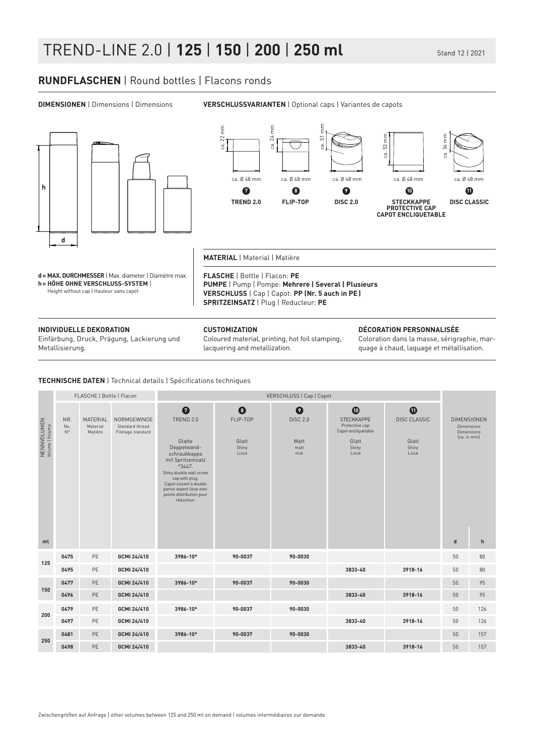# TREND-LINE 2.0 | **125** | **150** | **200** | **250 ml**

Stand 12 | 2021

## **RUNDFLASCHEN** | Round bottles | Flacons ronds

**DIMENSIONEN** | Dimensions | Dimensions

**VERSCHLUSSVARIANTEN** | Optional caps | Variantes de capots

| | ca. 22 mm | ca. 24 mm | ca. 31 mm | ca. 53 mm | ca. 34 mm |
|---|---|---|---|---|---|
| | ca. Ø 48 mm | ca. Ø 48 mm | ca. Ø 48 mm | ca. Ø 48 mm | ca. Ø 48 mm |
| | 7 **TREND 2.0** | 8 **FLIP-TOP** | 9 **DISC 2.0** | 10 **STECKKAPPE PROTECTIVE CAP CAPOT ENCLIQUETABLE** | 11 **DISC CLASSIC** |

**d = MAX. DURCHMESSER** | Max. diameter | Diamètre max.
**h = HÖHE OHNE VERSCHLUSS-SYSTEM** | Height without cap | Hauteur sans capot

**MATERIAL** | Material | Matière

**FLASCHE** | Bottle | Flacon: **PE**
**PUMPE** | Pump | Pompe: **Mehrere | Several | Plusieurs**
**VERSCHLUSS** | Cap | Capot: **PP (Nr. 5 auch in PE)**
**SPRITZEINSATZ** | Plug | Reducteur: **PE**

**INDIVIDUELLE DEKORATION**
Einfärbung, Druck, Prägung, Lackierung und Metallisierung.

**CUSTOMIZATION**
Coloured material, printing, hot foil stamping, lacquering and metallization.

**DÉCORATION PERSONNALISÉE**
Coloration dans la masse, sérigraphie, marquage à chaud, laquage et métallisation.

**TECHNISCHE DATEN** | Technical details | Spécifications techniques

| NENNVOLUMEN Volume \| Volume | FLASCHE \| Bottle \| Flacon | | | VERSCHLUSS \| Cap \| Capot | | | | | DIMENSIONEN Dimensions Dimensions (ca. in mm) | |
|---|---|---|---|---|---|---|---|---|---|---|
| | NR. No. N° | MATERIAL Material Matière | NORMGEWINDE Standard thread Filetage standard | 7 TREND 2.0 Glatte Doppelwand-schraubkappe mit Spritzeinsatz *3447. Shiny double wall screw cap with plug. Capot vissant à double parois aspect lisse avec pointe distribution pour réducteur. | 8 FLIP-TOP Glatt Shiny Lisse | 9 DISC 2.0 Matt matt mat | 10 STECKKAPPE Protective cap Capot encliquetable Glatt Shiny Lisse | 11 DISC CLASSIC Glatt Shiny Lisse | | |
| ml | | | | | | | | | d | h |
| 125 | 0475 | PE | GCMI 24/410 | 3986-10* | 90-0037 | 90-0030 | | | 50 | 80 |
| | 0495 | PE | GCMI 24/410 | | | | 3833-40 | 3918-16 | 50 | 80 |
| 150 | 0477 | PE | GCMI 24/410 | 3986-10* | 90-0037 | 90-0030 | | | 50 | 95 |
| | 0496 | PE | GCMI 24/410 | | | | 3833-40 | 3918-16 | 50 | 95 |
| 200 | 0479 | PE | GCMI 24/410 | 3986-10* | 90-0037 | 90-0030 | | | 50 | 126 |
| | 0497 | PE | GCMI 24/410 | | | | 3833-40 | 3918-16 | 50 | 126 |
| 250 | 0481 | PE | GCMI 24/410 | 3986-10* | 90-0037 | 90-0030 | | | 50 | 157 |
| | 0498 | PE | GCMI 24/410 | | | | 3833-40 | 3918-16 | 50 | 157 |

Zwischengrößen auf Anfrage | other volumes between 125 and 250 ml on demand | volumes intermédiaires sur demande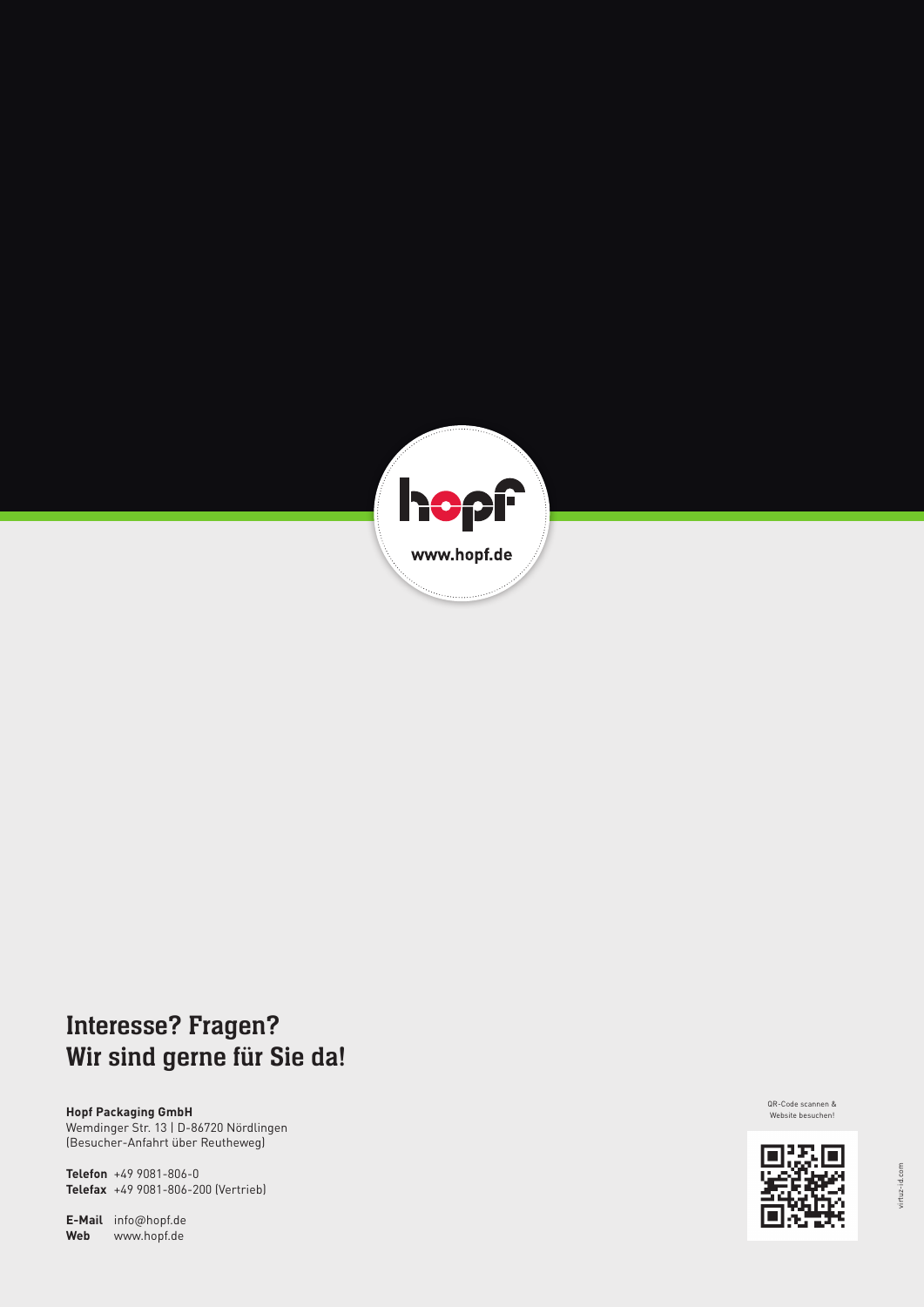hopf

www.hopf.de

## Interesse? Fragen?
## Wir sind gerne für Sie da!

**Hopf Packaging GmbH**
Wemdinger Str. 13 | D-86720 Nördlingen
(Besucher-Anfahrt über Reutheweg)

**Telefon** +49 9081-806-0
**Telefax** +49 9081-806-200 (Vertrieb)

**E-Mail** info@hopf.de
**Web** www.hopf.de

QR-Code scannen & Website besuchen!

virtuz-id.com